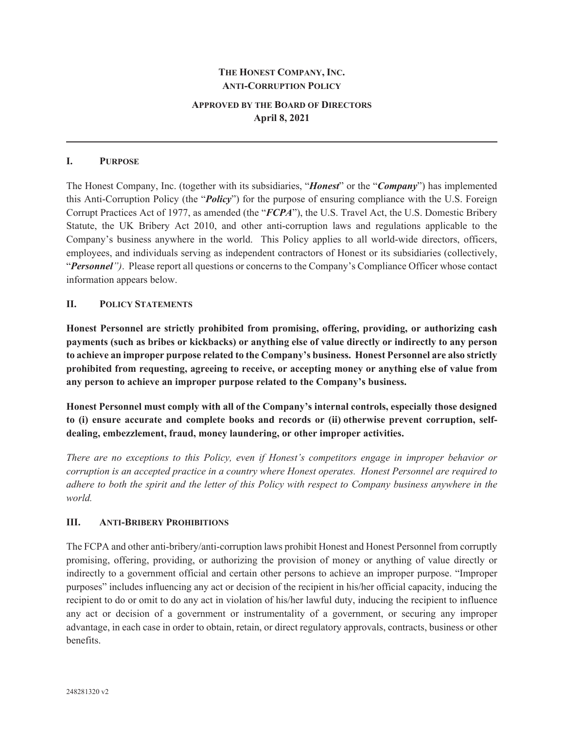# THE HONEST COMPANY, INC.
# ANTI-CORRUPTION POLICY

**APPROVED BY THE BOARD OF DIRECTORS**
**April 8, 2021**

---

## I. PURPOSE

The Honest Company, Inc. (together with its subsidiaries, "***Honest***" or the "***Company***") has implemented this Anti-Corruption Policy (the "***Policy***") for the purpose of ensuring compliance with the U.S. Foreign Corrupt Practices Act of 1977, as amended (the "***FCPA***"), the U.S. Travel Act, the U.S. Domestic Bribery Statute, the UK Bribery Act 2010, and other anti-corruption laws and regulations applicable to the Company's business anywhere in the world. This Policy applies to all world-wide directors, officers, employees, and individuals serving as independent contractors of Honest or its subsidiaries (collectively, "***Personnel***"). Please report all questions or concerns to the Company's Compliance Officer whose contact information appears below.

## II. POLICY STATEMENTS

**Honest Personnel are strictly prohibited from promising, offering, providing, or authorizing cash payments (such as bribes or kickbacks) or anything else of value directly or indirectly to any person to achieve an improper purpose related to the Company's business. Honest Personnel are also strictly prohibited from requesting, agreeing to receive, or accepting money or anything else of value from any person to achieve an improper purpose related to the Company's business.**

**Honest Personnel must comply with all of the Company's internal controls, especially those designed to (i) ensure accurate and complete books and records or (ii) otherwise prevent corruption, self-dealing, embezzlement, fraud, money laundering, or other improper activities.**

*There are no exceptions to this Policy, even if Honest's competitors engage in improper behavior or corruption is an accepted practice in a country where Honest operates. Honest Personnel are required to adhere to both the spirit and the letter of this Policy with respect to Company business anywhere in the world.*

## III. ANTI-BRIBERY PROHIBITIONS

The FCPA and other anti-bribery/anti-corruption laws prohibit Honest and Honest Personnel from corruptly promising, offering, providing, or authorizing the provision of money or anything of value directly or indirectly to a government official and certain other persons to achieve an improper purpose. "Improper purposes" includes influencing any act or decision of the recipient in his/her official capacity, inducing the recipient to do or omit to do any act in violation of his/her lawful duty, inducing the recipient to influence any act or decision of a government or instrumentality of a government, or securing any improper advantage, in each case in order to obtain, retain, or direct regulatory approvals, contracts, business or other benefits.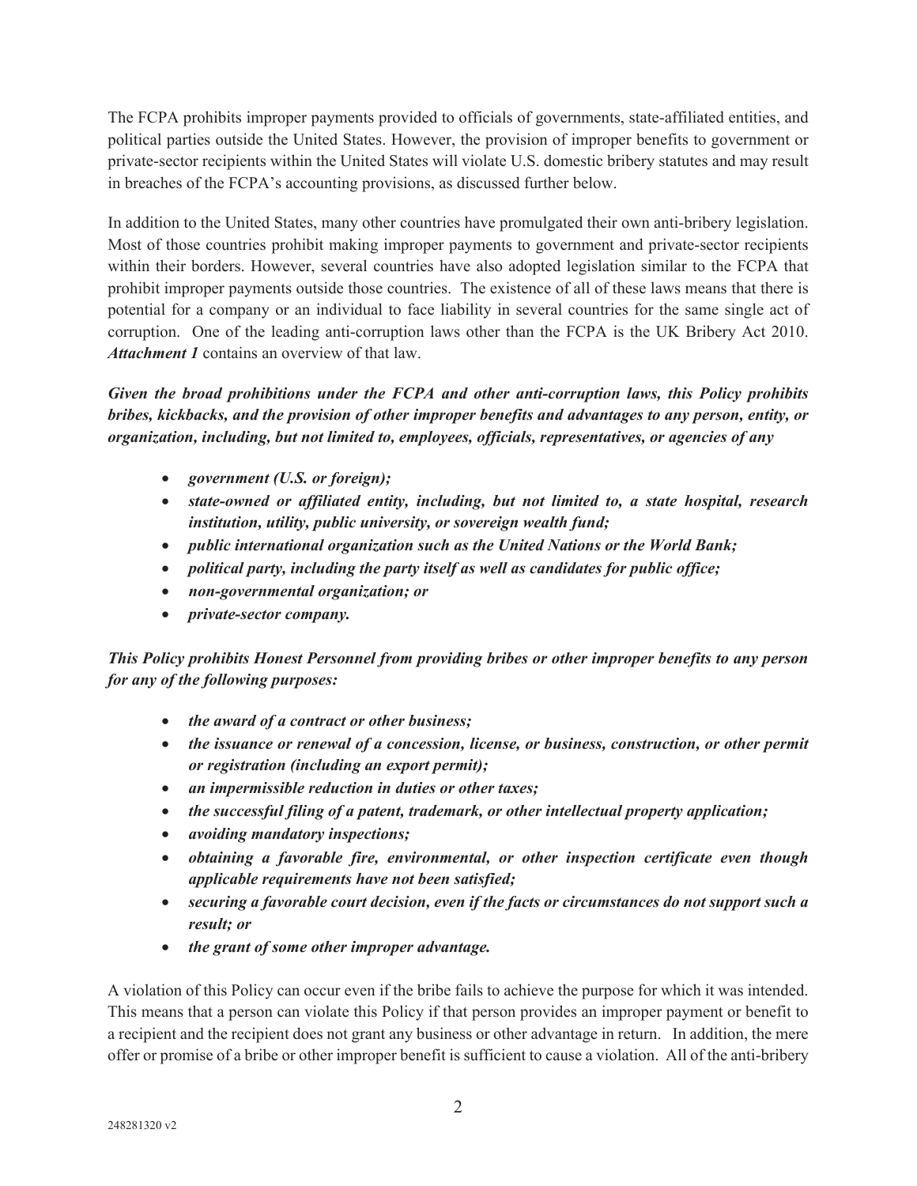The FCPA prohibits improper payments provided to officials of governments, state-affiliated entities, and political parties outside the United States. However, the provision of improper benefits to government or private-sector recipients within the United States will violate U.S. domestic bribery statutes and may result in breaches of the FCPA's accounting provisions, as discussed further below.

In addition to the United States, many other countries have promulgated their own anti-bribery legislation. Most of those countries prohibit making improper payments to government and private-sector recipients within their borders. However, several countries have also adopted legislation similar to the FCPA that prohibit improper payments outside those countries. The existence of all of these laws means that there is potential for a company or an individual to face liability in several countries for the same single act of corruption. One of the leading anti-corruption laws other than the FCPA is the UK Bribery Act 2010. ***Attachment 1*** contains an overview of that law.

***Given the broad prohibitions under the FCPA and other anti-corruption laws, this Policy prohibits bribes, kickbacks, and the provision of other improper benefits and advantages to any person, entity, or organization, including, but not limited to, employees, officials, representatives, or agencies of any***

- ***government (U.S. or foreign);***
- ***state-owned or affiliated entity, including, but not limited to, a state hospital, research institution, utility, public university, or sovereign wealth fund;***
- ***public international organization such as the United Nations or the World Bank;***
- ***political party, including the party itself as well as candidates for public office;***
- ***non-governmental organization; or***
- ***private-sector company.***

***This Policy prohibits Honest Personnel from providing bribes or other improper benefits to any person for any of the following purposes:***

- ***the award of a contract or other business;***
- ***the issuance or renewal of a concession, license, or business, construction, or other permit or registration (including an export permit);***
- ***an impermissible reduction in duties or other taxes;***
- ***the successful filing of a patent, trademark, or other intellectual property application;***
- ***avoiding mandatory inspections;***
- ***obtaining a favorable fire, environmental, or other inspection certificate even though applicable requirements have not been satisfied;***
- ***securing a favorable court decision, even if the facts or circumstances do not support such a result; or***
- ***the grant of some other improper advantage.***

A violation of this Policy can occur even if the bribe fails to achieve the purpose for which it was intended. This means that a person can violate this Policy if that person provides an improper payment or benefit to a recipient and the recipient does not grant any business or other advantage in return. In addition, the mere offer or promise of a bribe or other improper benefit is sufficient to cause a violation. All of the anti-bribery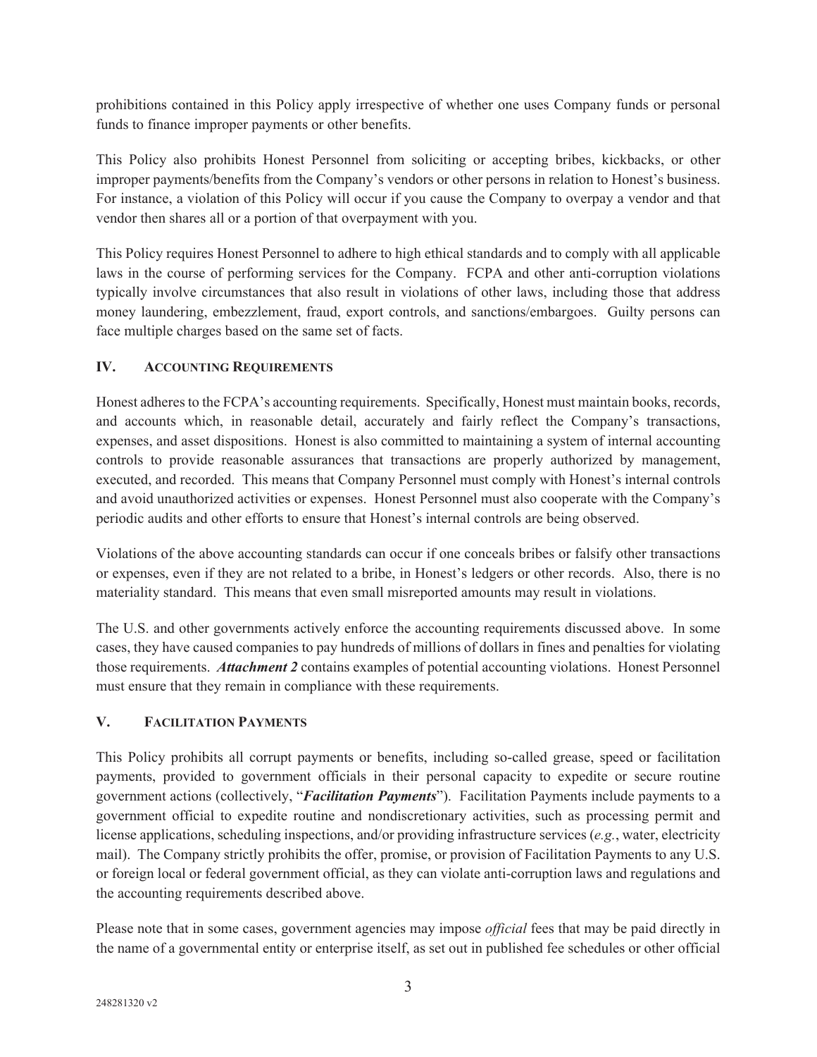prohibitions contained in this Policy apply irrespective of whether one uses Company funds or personal funds to finance improper payments or other benefits.

This Policy also prohibits Honest Personnel from soliciting or accepting bribes, kickbacks, or other improper payments/benefits from the Company's vendors or other persons in relation to Honest's business. For instance, a violation of this Policy will occur if you cause the Company to overpay a vendor and that vendor then shares all or a portion of that overpayment with you.

This Policy requires Honest Personnel to adhere to high ethical standards and to comply with all applicable laws in the course of performing services for the Company. FCPA and other anti-corruption violations typically involve circumstances that also result in violations of other laws, including those that address money laundering, embezzlement, fraud, export controls, and sanctions/embargoes. Guilty persons can face multiple charges based on the same set of facts.

## IV. Accounting Requirements

Honest adheres to the FCPA's accounting requirements. Specifically, Honest must maintain books, records, and accounts which, in reasonable detail, accurately and fairly reflect the Company's transactions, expenses, and asset dispositions. Honest is also committed to maintaining a system of internal accounting controls to provide reasonable assurances that transactions are properly authorized by management, executed, and recorded. This means that Company Personnel must comply with Honest's internal controls and avoid unauthorized activities or expenses. Honest Personnel must also cooperate with the Company's periodic audits and other efforts to ensure that Honest's internal controls are being observed.

Violations of the above accounting standards can occur if one conceals bribes or falsify other transactions or expenses, even if they are not related to a bribe, in Honest's ledgers or other records. Also, there is no materiality standard. This means that even small misreported amounts may result in violations.

The U.S. and other governments actively enforce the accounting requirements discussed above. In some cases, they have caused companies to pay hundreds of millions of dollars in fines and penalties for violating those requirements. ***Attachment 2*** contains examples of potential accounting violations. Honest Personnel must ensure that they remain in compliance with these requirements.

## V. Facilitation Payments

This Policy prohibits all corrupt payments or benefits, including so-called grease, speed or facilitation payments, provided to government officials in their personal capacity to expedite or secure routine government actions (collectively, "***Facilitation Payments***"). Facilitation Payments include payments to a government official to expedite routine and nondiscretionary activities, such as processing permit and license applications, scheduling inspections, and/or providing infrastructure services (*e.g.*, water, electricity mail). The Company strictly prohibits the offer, promise, or provision of Facilitation Payments to any U.S. or foreign local or federal government official, as they can violate anti-corruption laws and regulations and the accounting requirements described above.

Please note that in some cases, government agencies may impose *official* fees that may be paid directly in the name of a governmental entity or enterprise itself, as set out in published fee schedules or other official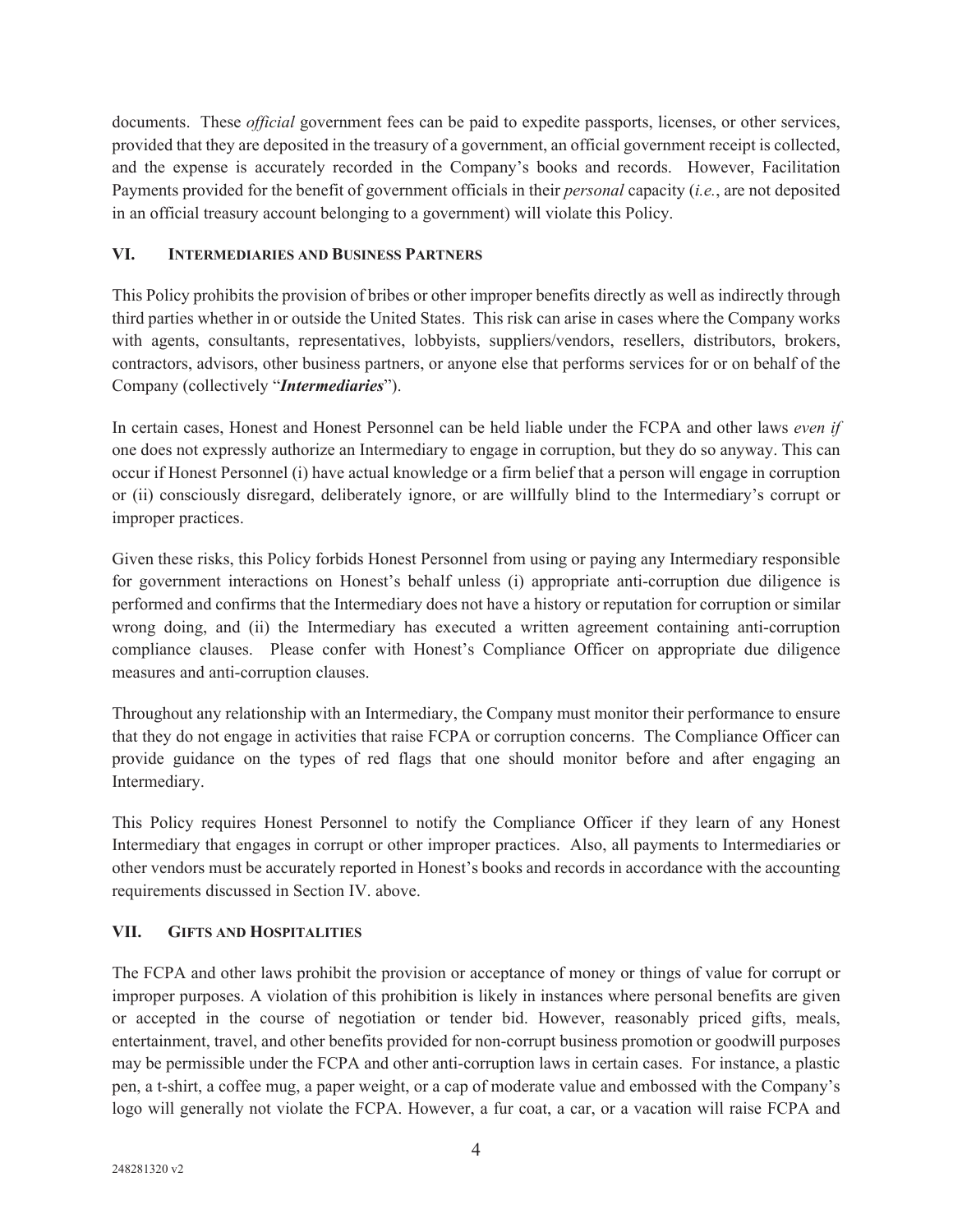documents. These *official* government fees can be paid to expedite passports, licenses, or other services, provided that they are deposited in the treasury of a government, an official government receipt is collected, and the expense is accurately recorded in the Company's books and records. However, Facilitation Payments provided for the benefit of government officials in their *personal* capacity (*i.e.*, are not deposited in an official treasury account belonging to a government) will violate this Policy.

## VI. Intermediaries and Business Partners

This Policy prohibits the provision of bribes or other improper benefits directly as well as indirectly through third parties whether in or outside the United States. This risk can arise in cases where the Company works with agents, consultants, representatives, lobbyists, suppliers/vendors, resellers, distributors, brokers, contractors, advisors, other business partners, or anyone else that performs services for or on behalf of the Company (collectively "***Intermediaries***").

In certain cases, Honest and Honest Personnel can be held liable under the FCPA and other laws *even if* one does not expressly authorize an Intermediary to engage in corruption, but they do so anyway. This can occur if Honest Personnel (i) have actual knowledge or a firm belief that a person will engage in corruption or (ii) consciously disregard, deliberately ignore, or are willfully blind to the Intermediary's corrupt or improper practices.

Given these risks, this Policy forbids Honest Personnel from using or paying any Intermediary responsible for government interactions on Honest's behalf unless (i) appropriate anti-corruption due diligence is performed and confirms that the Intermediary does not have a history or reputation for corruption or similar wrong doing, and (ii) the Intermediary has executed a written agreement containing anti-corruption compliance clauses. Please confer with Honest's Compliance Officer on appropriate due diligence measures and anti-corruption clauses.

Throughout any relationship with an Intermediary, the Company must monitor their performance to ensure that they do not engage in activities that raise FCPA or corruption concerns. The Compliance Officer can provide guidance on the types of red flags that one should monitor before and after engaging an Intermediary.

This Policy requires Honest Personnel to notify the Compliance Officer if they learn of any Honest Intermediary that engages in corrupt or other improper practices. Also, all payments to Intermediaries or other vendors must be accurately reported in Honest's books and records in accordance with the accounting requirements discussed in Section IV. above.

## VII. Gifts and Hospitalities

The FCPA and other laws prohibit the provision or acceptance of money or things of value for corrupt or improper purposes. A violation of this prohibition is likely in instances where personal benefits are given or accepted in the course of negotiation or tender bid. However, reasonably priced gifts, meals, entertainment, travel, and other benefits provided for non-corrupt business promotion or goodwill purposes may be permissible under the FCPA and other anti-corruption laws in certain cases. For instance, a plastic pen, a t-shirt, a coffee mug, a paper weight, or a cap of moderate value and embossed with the Company's logo will generally not violate the FCPA. However, a fur coat, a car, or a vacation will raise FCPA and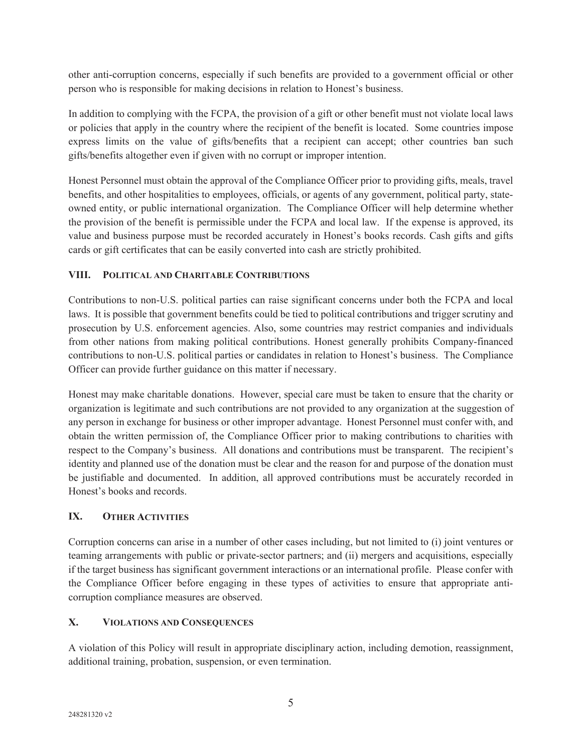other anti-corruption concerns, especially if such benefits are provided to a government official or other person who is responsible for making decisions in relation to Honest's business.

In addition to complying with the FCPA, the provision of a gift or other benefit must not violate local laws or policies that apply in the country where the recipient of the benefit is located. Some countries impose express limits on the value of gifts/benefits that a recipient can accept; other countries ban such gifts/benefits altogether even if given with no corrupt or improper intention.

Honest Personnel must obtain the approval of the Compliance Officer prior to providing gifts, meals, travel benefits, and other hospitalities to employees, officials, or agents of any government, political party, state-owned entity, or public international organization. The Compliance Officer will help determine whether the provision of the benefit is permissible under the FCPA and local law. If the expense is approved, its value and business purpose must be recorded accurately in Honest's books records. Cash gifts and gifts cards or gift certificates that can be easily converted into cash are strictly prohibited.

## VIII. Political and Charitable Contributions

Contributions to non-U.S. political parties can raise significant concerns under both the FCPA and local laws. It is possible that government benefits could be tied to political contributions and trigger scrutiny and prosecution by U.S. enforcement agencies. Also, some countries may restrict companies and individuals from other nations from making political contributions. Honest generally prohibits Company-financed contributions to non-U.S. political parties or candidates in relation to Honest's business. The Compliance Officer can provide further guidance on this matter if necessary.

Honest may make charitable donations. However, special care must be taken to ensure that the charity or organization is legitimate and such contributions are not provided to any organization at the suggestion of any person in exchange for business or other improper advantage. Honest Personnel must confer with, and obtain the written permission of, the Compliance Officer prior to making contributions to charities with respect to the Company's business. All donations and contributions must be transparent. The recipient's identity and planned use of the donation must be clear and the reason for and purpose of the donation must be justifiable and documented. In addition, all approved contributions must be accurately recorded in Honest's books and records.

## IX. Other Activities

Corruption concerns can arise in a number of other cases including, but not limited to (i) joint ventures or teaming arrangements with public or private-sector partners; and (ii) mergers and acquisitions, especially if the target business has significant government interactions or an international profile. Please confer with the Compliance Officer before engaging in these types of activities to ensure that appropriate anti-corruption compliance measures are observed.

## X. Violations and Consequences

A violation of this Policy will result in appropriate disciplinary action, including demotion, reassignment, additional training, probation, suspension, or even termination.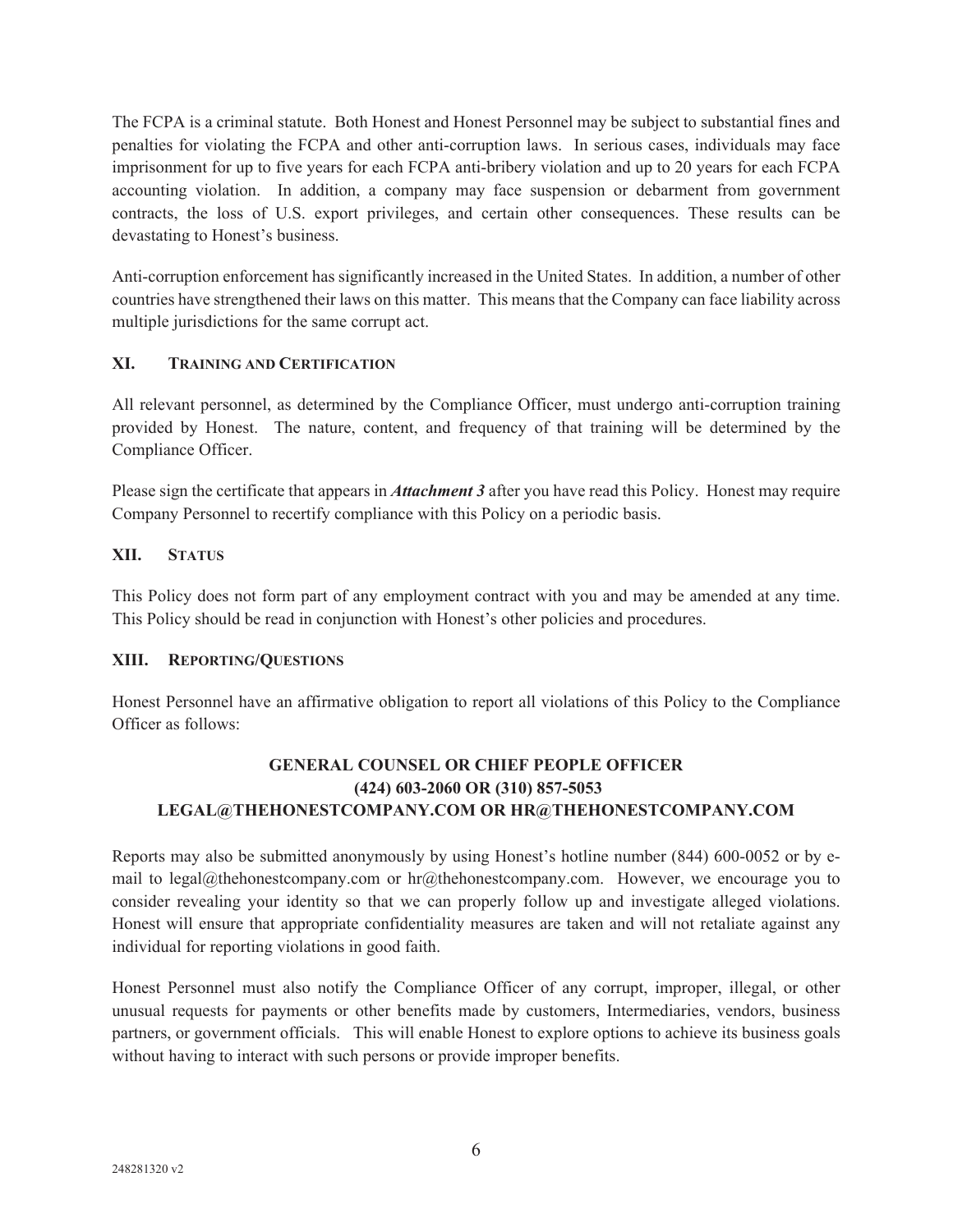The FCPA is a criminal statute. Both Honest and Honest Personnel may be subject to substantial fines and penalties for violating the FCPA and other anti-corruption laws. In serious cases, individuals may face imprisonment for up to five years for each FCPA anti-bribery violation and up to 20 years for each FCPA accounting violation. In addition, a company may face suspension or debarment from government contracts, the loss of U.S. export privileges, and certain other consequences. These results can be devastating to Honest's business.

Anti-corruption enforcement has significantly increased in the United States. In addition, a number of other countries have strengthened their laws on this matter. This means that the Company can face liability across multiple jurisdictions for the same corrupt act.

## XI. Training and Certification

All relevant personnel, as determined by the Compliance Officer, must undergo anti-corruption training provided by Honest. The nature, content, and frequency of that training will be determined by the Compliance Officer.

Please sign the certificate that appears in ***Attachment 3*** after you have read this Policy. Honest may require Company Personnel to recertify compliance with this Policy on a periodic basis.

## XII. Status

This Policy does not form part of any employment contract with you and may be amended at any time. This Policy should be read in conjunction with Honest's other policies and procedures.

## XIII. Reporting/Questions

Honest Personnel have an affirmative obligation to report all violations of this Policy to the Compliance Officer as follows:

**GENERAL COUNSEL OR CHIEF PEOPLE OFFICER**
**(424) 603-2060 OR (310) 857-5053**
**LEGAL@THEHONESTCOMPANY.COM OR HR@THEHONESTCOMPANY.COM**

Reports may also be submitted anonymously by using Honest's hotline number (844) 600-0052 or by e-mail to legal@thehonestcompany.com or hr@thehonestcompany.com. However, we encourage you to consider revealing your identity so that we can properly follow up and investigate alleged violations. Honest will ensure that appropriate confidentiality measures are taken and will not retaliate against any individual for reporting violations in good faith.

Honest Personnel must also notify the Compliance Officer of any corrupt, improper, illegal, or other unusual requests for payments or other benefits made by customers, Intermediaries, vendors, business partners, or government officials. This will enable Honest to explore options to achieve its business goals without having to interact with such persons or provide improper benefits.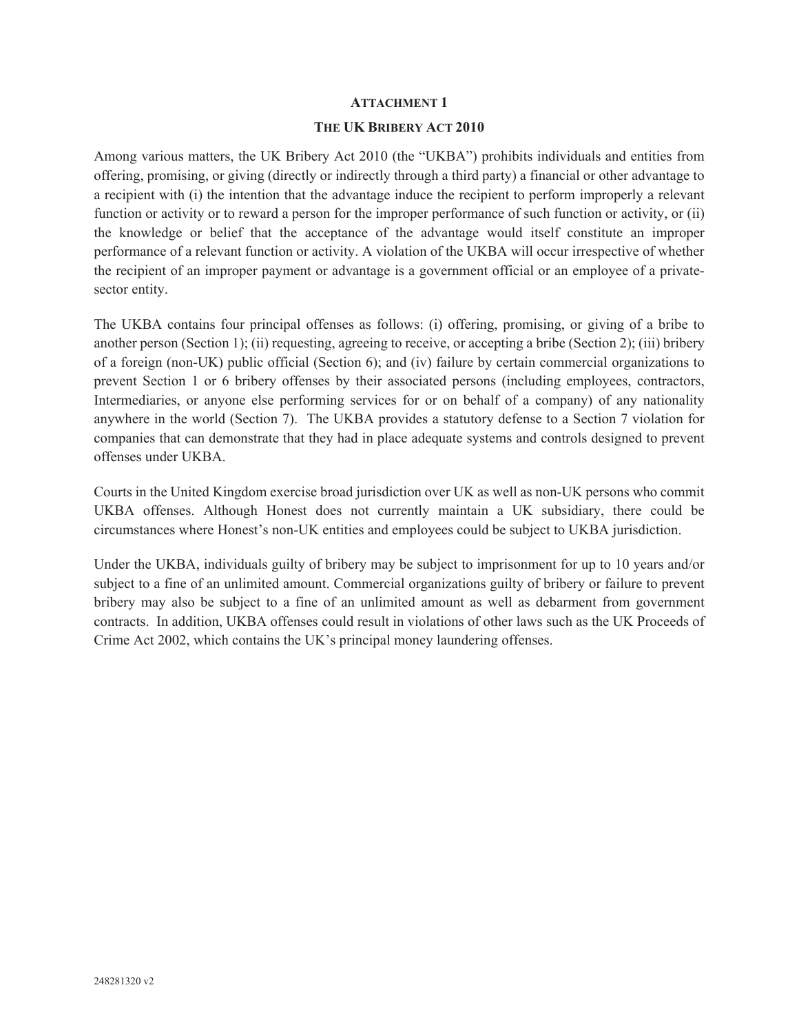## ATTACHMENT 1

## THE UK BRIBERY ACT 2010

Among various matters, the UK Bribery Act 2010 (the "UKBA") prohibits individuals and entities from offering, promising, or giving (directly or indirectly through a third party) a financial or other advantage to a recipient with (i) the intention that the advantage induce the recipient to perform improperly a relevant function or activity or to reward a person for the improper performance of such function or activity, or (ii) the knowledge or belief that the acceptance of the advantage would itself constitute an improper performance of a relevant function or activity. A violation of the UKBA will occur irrespective of whether the recipient of an improper payment or advantage is a government official or an employee of a private-sector entity.

The UKBA contains four principal offenses as follows: (i) offering, promising, or giving of a bribe to another person (Section 1); (ii) requesting, agreeing to receive, or accepting a bribe (Section 2); (iii) bribery of a foreign (non-UK) public official (Section 6); and (iv) failure by certain commercial organizations to prevent Section 1 or 6 bribery offenses by their associated persons (including employees, contractors, Intermediaries, or anyone else performing services for or on behalf of a company) of any nationality anywhere in the world (Section 7). The UKBA provides a statutory defense to a Section 7 violation for companies that can demonstrate that they had in place adequate systems and controls designed to prevent offenses under UKBA.

Courts in the United Kingdom exercise broad jurisdiction over UK as well as non-UK persons who commit UKBA offenses. Although Honest does not currently maintain a UK subsidiary, there could be circumstances where Honest's non-UK entities and employees could be subject to UKBA jurisdiction.

Under the UKBA, individuals guilty of bribery may be subject to imprisonment for up to 10 years and/or subject to a fine of an unlimited amount. Commercial organizations guilty of bribery or failure to prevent bribery may also be subject to a fine of an unlimited amount as well as debarment from government contracts. In addition, UKBA offenses could result in violations of other laws such as the UK Proceeds of Crime Act 2002, which contains the UK's principal money laundering offenses.

248281320 v2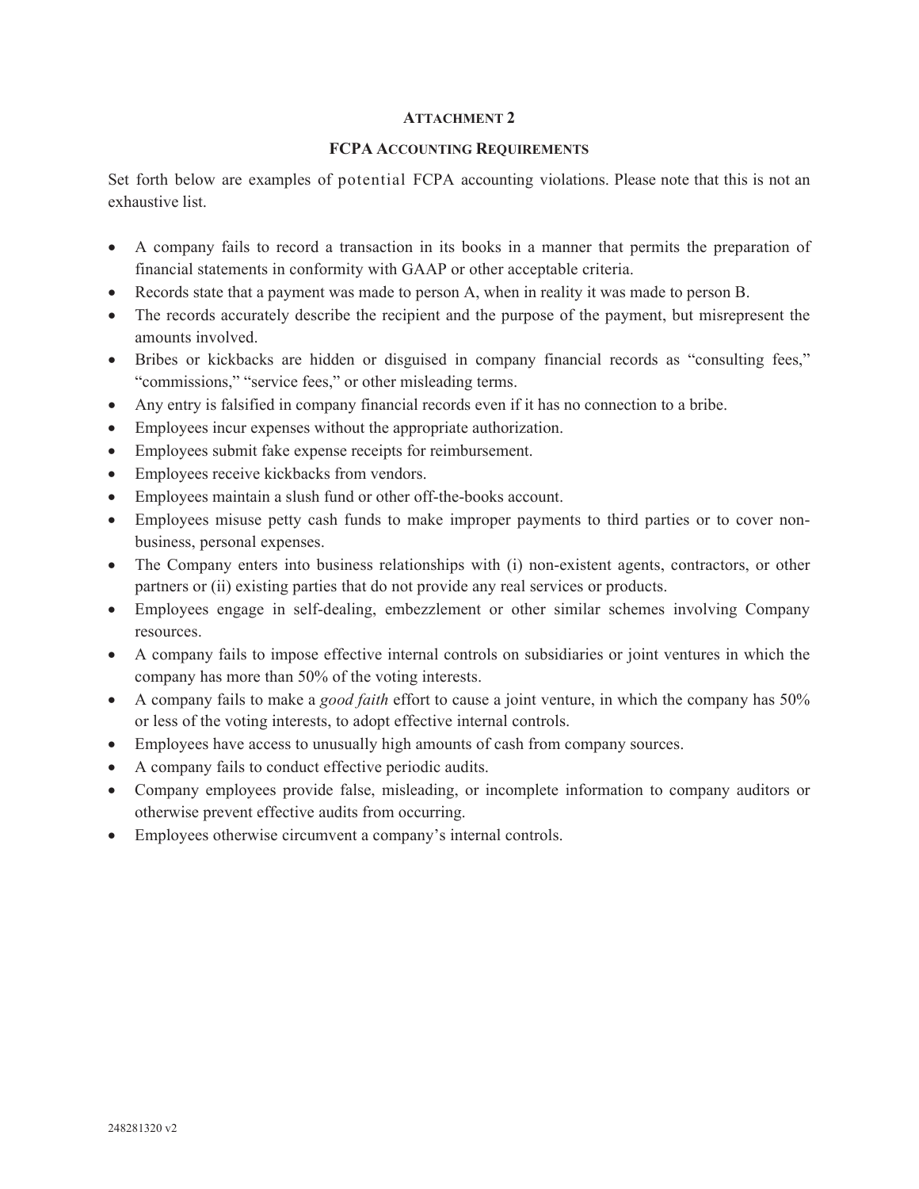**ATTACHMENT 2**

**FCPA ACCOUNTING REQUIREMENTS**

Set forth below are examples of potential FCPA accounting violations. Please note that this is not an exhaustive list.

- A company fails to record a transaction in its books in a manner that permits the preparation of financial statements in conformity with GAAP or other acceptable criteria.
- Records state that a payment was made to person A, when in reality it was made to person B.
- The records accurately describe the recipient and the purpose of the payment, but misrepresent the amounts involved.
- Bribes or kickbacks are hidden or disguised in company financial records as "consulting fees," "commissions," "service fees," or other misleading terms.
- Any entry is falsified in company financial records even if it has no connection to a bribe.
- Employees incur expenses without the appropriate authorization.
- Employees submit fake expense receipts for reimbursement.
- Employees receive kickbacks from vendors.
- Employees maintain a slush fund or other off-the-books account.
- Employees misuse petty cash funds to make improper payments to third parties or to cover non-business, personal expenses.
- The Company enters into business relationships with (i) non-existent agents, contractors, or other partners or (ii) existing parties that do not provide any real services or products.
- Employees engage in self-dealing, embezzlement or other similar schemes involving Company resources.
- A company fails to impose effective internal controls on subsidiaries or joint ventures in which the company has more than 50% of the voting interests.
- A company fails to make a *good faith* effort to cause a joint venture, in which the company has 50% or less of the voting interests, to adopt effective internal controls.
- Employees have access to unusually high amounts of cash from company sources.
- A company fails to conduct effective periodic audits.
- Company employees provide false, misleading, or incomplete information to company auditors or otherwise prevent effective audits from occurring.
- Employees otherwise circumvent a company's internal controls.

248281320 v2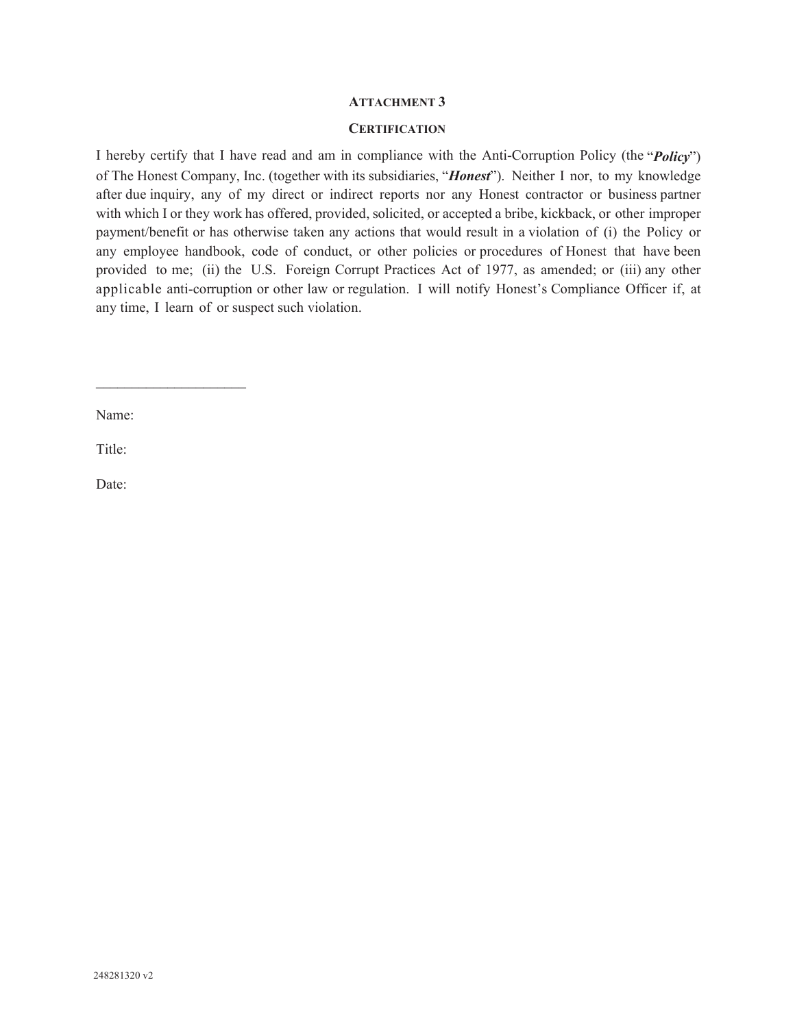**ATTACHMENT 3**

**CERTIFICATION**

I hereby certify that I have read and am in compliance with the Anti-Corruption Policy (the "***Policy***") of The Honest Company, Inc. (together with its subsidiaries, "***Honest***"). Neither I nor, to my knowledge after due inquiry, any of my direct or indirect reports nor any Honest contractor or business partner with which I or they work has offered, provided, solicited, or accepted a bribe, kickback, or other improper payment/benefit or has otherwise taken any actions that would result in a violation of (i) the Policy or any employee handbook, code of conduct, or other policies or procedures of Honest that have been provided to me; (ii) the U.S. Foreign Corrupt Practices Act of 1977, as amended; or (iii) any other applicable anti-corruption or other law or regulation. I will notify Honest's Compliance Officer if, at any time, I learn of or suspect such violation.

\_\_\_\_\_\_\_\_\_\_\_\_\_\_\_\_\_\_\_\_\_\_

Name:

Title:

Date:

248281320 v2